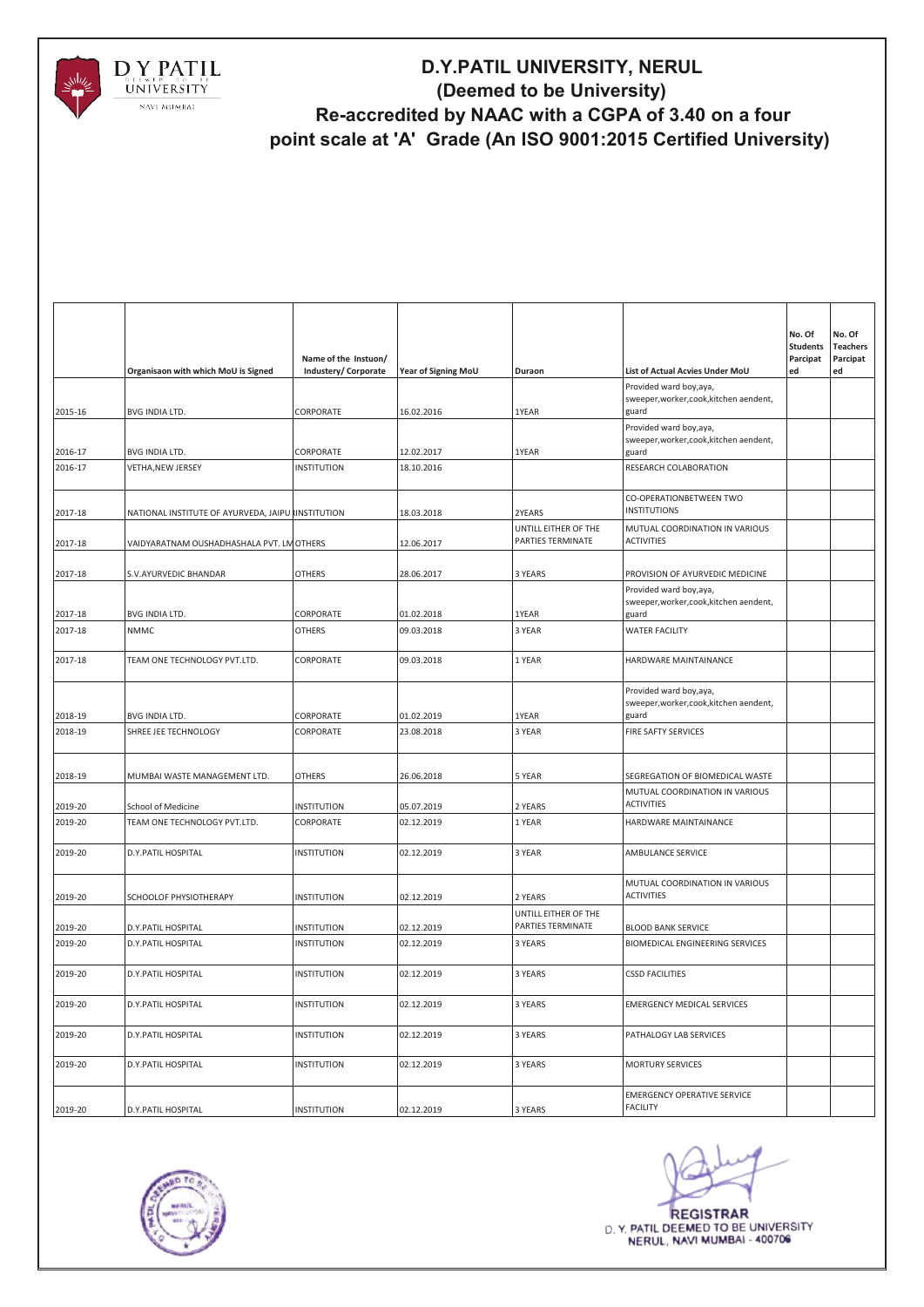# D.Y.PATIL UNIVERSITY, NERUL
## (Deemed to be University)
## Re-accredited by NAAC with a CGPA of 3.40 on a four point scale at 'A' Grade (An ISO 9001:2015 Certified University)

| | Organisaon with which MoU is Signed | Name of the Instuon/ Industery/ Corporate | Year of Signing MoU | Duraon | List of Actual Acvies Under MoU | No. Of Students Parcipated | No. Of Teachers Parcipated |
|---|---|---|---|---|---|---|---|
| 2015-16 | BVG INDIA LTD. | CORPORATE | 16.02.2016 | 1YEAR | Provided ward boy,aya, sweeper,worker,cook,kitchen aendent, guard | | |
| 2016-17 | BVG INDIA LTD. | CORPORATE | 12.02.2017 | 1YEAR | Provided ward boy,aya, sweeper,worker,cook,kitchen aendent, guard | | |
| 2016-17 | VETHA,NEW JERSEY | INSTITUTION | 18.10.2016 | | RESEARCH COLABORATION | | |
| 2017-18 | NATIONAL INSTITUTE OF AYURVEDA, JAIPUR | INSTITUTION | 18.03.2018 | 2YEARS | CO-OPERATIONBETWEEN TWO INSTITUTIONS | | |
| 2017-18 | VAIDYARATNAM OUSHADHASHALA PVT. LM | OTHERS | 12.06.2017 | UNTILL EITHER OF THE PARTIES TERMINATE | MUTUAL COORDINATION IN VARIOUS ACTIVITIES | | |
| 2017-18 | S.V.AYURVEDIC BHANDAR | OTHERS | 28.06.2017 | 3 YEARS | PROVISION OF AYURVEDIC MEDICINE | | |
| 2017-18 | BVG INDIA LTD. | CORPORATE | 01.02.2018 | 1YEAR | Provided ward boy,aya, sweeper,worker,cook,kitchen aendent, guard | | |
| 2017-18 | NMMC | OTHERS | 09.03.2018 | 3 YEAR | WATER FACILITY | | |
| 2017-18 | TEAM ONE TECHNOLOGY PVT.LTD. | CORPORATE | 09.03.2018 | 1 YEAR | HARDWARE MAINTAINANCE | | |
| 2018-19 | BVG INDIA LTD. | CORPORATE | 01.02.2019 | 1YEAR | Provided ward boy,aya, sweeper,worker,cook,kitchen aendent, guard | | |
| 2018-19 | SHREE JEE TECHNOLOGY | CORPORATE | 23.08.2018 | 3 YEAR | FIRE SAFTY SERVICES | | |
| 2018-19 | MUMBAI WASTE MANAGEMENT LTD. | OTHERS | 26.06.2018 | 5 YEAR | SEGREGATION OF BIOMEDICAL WASTE | | |
| 2019-20 | School of Medicine | INSTITUTION | 05.07.2019 | 2 YEARS | MUTUAL COORDINATION IN VARIOUS ACTIVITIES | | |
| 2019-20 | TEAM ONE TECHNOLOGY PVT.LTD. | CORPORATE | 02.12.2019 | 1 YEAR | HARDWARE MAINTAINANCE | | |
| 2019-20 | D.Y.PATIL HOSPITAL | INSTITUTION | 02.12.2019 | 3 YEAR | AMBULANCE SERVICE | | |
| 2019-20 | SCHOOLOF PHYSIOTHERAPY | INSTITUTION | 02.12.2019 | 2 YEARS | MUTUAL COORDINATION IN VARIOUS ACTIVITIES | | |
| 2019-20 | D.Y.PATIL HOSPITAL | INSTITUTION | 02.12.2019 | UNTILL EITHER OF THE PARTIES TERMINATE | BLOOD BANK SERVICE | | |
| 2019-20 | D.Y.PATIL HOSPITAL | INSTITUTION | 02.12.2019 | 3 YEARS | BIOMEDICAL ENGINEERING SERVICES | | |
| 2019-20 | D.Y.PATIL HOSPITAL | INSTITUTION | 02.12.2019 | 3 YEARS | CSSD FACILITIES | | |
| 2019-20 | D.Y.PATIL HOSPITAL | INSTITUTION | 02.12.2019 | 3 YEARS | EMERGENCY MEDICAL SERVICES | | |
| 2019-20 | D.Y.PATIL HOSPITAL | INSTITUTION | 02.12.2019 | 3 YEARS | PATHALOGY LAB SERVICES | | |
| 2019-20 | D.Y.PATIL HOSPITAL | INSTITUTION | 02.12.2019 | 3 YEARS | MORTURY SERVICES | | |
| 2019-20 | D.Y.PATIL HOSPITAL | INSTITUTION | 02.12.2019 | 3 YEARS | EMERGENCY OPERATIVE SERVICE FACILITY | | |

REGISTRAR
D. Y. PATIL DEEMED TO BE UNIVERSITY
NERUL, NAVI MUMBAI - 400706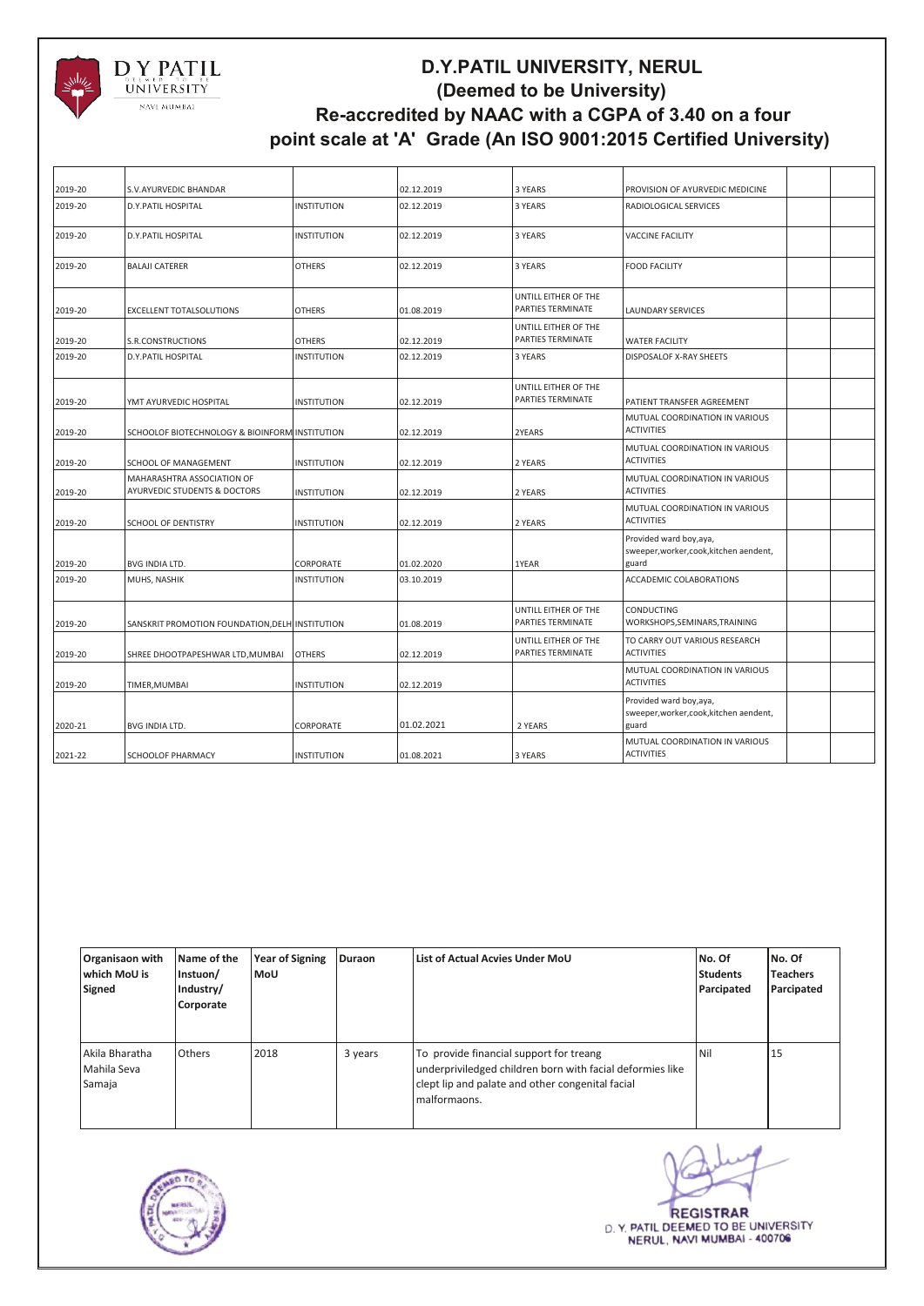# D.Y.PATIL UNIVERSITY, NERUL
## (Deemed to be University)
## Re-accredited by NAAC with a CGPA of 3.40 on a four point scale at 'A' Grade (An ISO 9001:2015 Certified University)

| | | | | | | | |
|---|---|---|---|---|---|---|---|
| 2019-20 | S.V.AYURVEDIC BHANDAR | | 02.12.2019 | 3 YEARS | PROVISION OF AYURVEDIC MEDICINE | | |
| 2019-20 | D.Y.PATIL HOSPITAL | INSTITUTION | 02.12.2019 | 3 YEARS | RADIOLOGICAL SERVICES | | |
| 2019-20 | D.Y.PATIL HOSPITAL | INSTITUTION | 02.12.2019 | 3 YEARS | VACCINE FACILITY | | |
| 2019-20 | BALAJI CATERER | OTHERS | 02.12.2019 | 3 YEARS | FOOD FACILITY | | |
| 2019-20 | EXCELLENT TOTALSOLUTIONS | OTHERS | 01.08.2019 | UNTILL EITHER OF THE PARTIES TERMINATE | LAUNDARY SERVICES | | |
| 2019-20 | S.R.CONSTRUCTIONS | OTHERS | 02.12.2019 | UNTILL EITHER OF THE PARTIES TERMINATE | WATER FACILITY | | |
| 2019-20 | D.Y.PATIL HOSPITAL | INSTITUTION | 02.12.2019 | 3 YEARS | DISPOSALOF X-RAY SHEETS | | |
| 2019-20 | YMT AYURVEDIC HOSPITAL | INSTITUTION | 02.12.2019 | UNTILL EITHER OF THE PARTIES TERMINATE | PATIENT TRANSFER AGREEMENT | | |
| 2019-20 | SCHOOLOF BIOTECHNOLOGY & BIOINFORM | INSTITUTION | 02.12.2019 | 2YEARS | MUTUAL COORDINATION IN VARIOUS ACTIVITIES | | |
| 2019-20 | SCHOOL OF MANAGEMENT | INSTITUTION | 02.12.2019 | 2 YEARS | MUTUAL COORDINATION IN VARIOUS ACTIVITIES | | |
| 2019-20 | MAHARASHTRA ASSOCIATION OF AYURVEDIC STUDENTS & DOCTORS | INSTITUTION | 02.12.2019 | 2 YEARS | MUTUAL COORDINATION IN VARIOUS ACTIVITIES | | |
| 2019-20 | SCHOOL OF DENTISTRY | INSTITUTION | 02.12.2019 | 2 YEARS | MUTUAL COORDINATION IN VARIOUS ACTIVITIES | | |
| 2019-20 | BVG INDIA LTD. | CORPORATE | 01.02.2020 | 1YEAR | Provided ward boy,aya, sweeper,worker,cook,kitchen aendent, guard | | |
| 2019-20 | MUHS, NASHIK | INSTITUTION | 03.10.2019 | | ACCADEMIC COLABORATIONS | | |
| 2019-20 | SANSKRIT PROMOTION FOUNDATION,DELH | INSTITUTION | 01.08.2019 | UNTILL EITHER OF THE PARTIES TERMINATE | CONDUCTING WORKSHOPS,SEMINARS,TRAINING | | |
| 2019-20 | SHREE DHOOTPAPESHWAR LTD,MUMBAI | OTHERS | 02.12.2019 | UNTILL EITHER OF THE PARTIES TERMINATE | TO CARRY OUT VARIOUS RESEARCH ACTIVITIES | | |
| 2019-20 | TIMER,MUMBAI | INSTITUTION | 02.12.2019 | | MUTUAL COORDINATION IN VARIOUS ACTIVITIES | | |
| 2020-21 | BVG INDIA LTD. | CORPORATE | 01.02.2021 | 2 YEARS | Provided ward boy,aya, sweeper,worker,cook,kitchen aendent, guard | | |
| 2021-22 | SCHOOLOF PHARMACY | INSTITUTION | 01.08.2021 | 3 YEARS | MUTUAL COORDINATION IN VARIOUS ACTIVITIES | | |

| Organisaon with which MoU is Signed | Name of the Instuon/ Industry/ Corporate | Year of Signing MoU | Duraon | List of Actual Acvies Under MoU | No. Of Students Parcipated | No. Of Teachers Parcipated |
|---|---|---|---|---|---|---|
| Akila Bharatha Mahila Seva Samaja | Others | 2018 | 3 years | To provide financial support for treang underpriviledged children born with facial deformies like clept lip and palate and other congenital facial malformaons. | Nil | 15 |

REGISTRAR
D. Y. PATIL DEEMED TO BE UNIVERSITY
NERUL, NAVI MUMBAI - 400706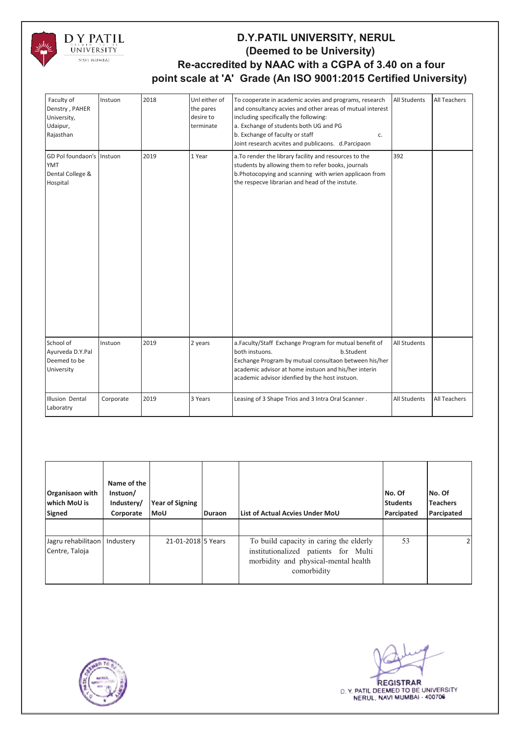# D.Y.PATIL UNIVERSITY, NERUL
## (Deemed to be University)
## Re-accredited by NAAC with a CGPA of 3.40 on a four point scale at 'A' Grade (An ISO 9001:2015 Certified University)

| | | | | | | |
|---|---|---|---|---|---|---|
| Faculty of Denstry , PAHER University, Udaipur, Rajasthan | Instuon | 2018 | Unl either of the pares desire to terminate | To cooperate in academic acvies and programs, research and consultancy acvies and other areas of mutual interest including specifically the following: a. Exchange of students both UG and PG b. Exchange of faculty or staff c. Joint research acvites and publicaons. d.Parcipaon | All Students | All Teachers |
| GD Pol foundaon's YMT Dental College & Hospital | Instuon | 2019 | 1 Year | a.To render the library facility and resources to the students by allowing them to refer books, journals b.Photocopying and scanning with wrien applicaon from the respecve librarian and head of the instute. | 392 | |
| School of Ayurveda D.Y.Pal Deemed to be University | Instuon | 2019 | 2 years | a.Faculty/Staff Exchange Program for mutual benefit of both instuons. b.Student Exchange Program by mutual consultaon between his/her academic advisor at home instuon and his/her interin academic advisor idenfied by the host instuon. | All Students | |
| Illusion Dental Laboratry | Corporate | 2019 | 3 Years | Leasing of 3 Shape Trios and 3 Intra Oral Scanner . | All Students | All Teachers |

| Organisaon with which MoU is Signed | Name of the Instuon/ Industery/ Corporate | Year of Signing MoU | Duraon | List of Actual Acvies Under MoU | No. Of Students Parcipated | No. Of Teachers Parcipated |
|---|---|---|---|---|---|---|
| | | | | | | |
| Jagru rehabilitaon Centre, Taloja | Industery | 21-01-2018 | 5 Years | To build capacity in caring the elderly institutionalized patients for Multi morbidity and physical-mental health comorbidity | 53 | 2 |

REGISTRAR
D. Y. PATIL DEEMED TO BE UNIVERSITY
NERUL, NAVI MUMBAI - 400706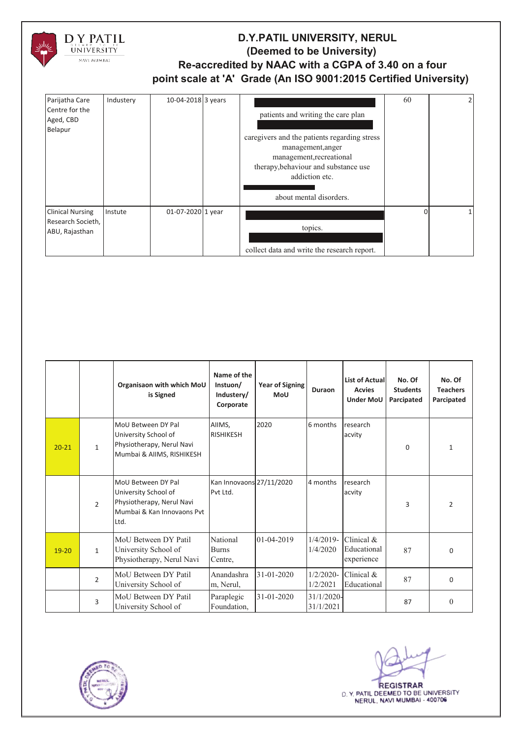# D.Y.PATIL UNIVERSITY, NERUL
## (Deemed to be University)
## Re-accredited by NAAC with a CGPA of 3.40 on a four point scale at 'A' Grade (An ISO 9001:2015 Certified University)

| | | | | | | |
|---|---|---|---|---|---|---|
| Parijatha Care Centre for the Aged, CBD Belapur | Industery | 10-04-2018 | 3 years | patients and writing the care plan<br>caregivers and the patients regarding stress management,anger management,recreational therapy,behaviour and substance use addiction etc.<br>about mental disorders. | 60 | 2 |
| Clinical Nursing Research Societh, ABU, Rajasthan | Instute | 01-07-2020 | 1 year | topics.<br>collect data and write the research report. | 0 | 1 |

| | | Organisaon with which MoU is Signed | Name of the Instuon/ Industery/ Corporate | Year of Signing MoU | Duraon | List of Actual Acvies Under MoU | No. Of Students Parcipated | No. Of Teachers Parcipated |
|---|---|---|---|---|---|---|---|---|
| 20-21 | 1 | MoU Between DY Pal University School of Physiotherapy, Nerul Navi Mumbai & AIIMS, RISHIKESH | AIIMS, RISHIKESH | 2020 | 6 months | research acvity | 0 | 1 |
| | 2 | MoU Between DY Pal University School of Physiotherapy, Nerul Navi Mumbai & Kan Innovaons Pvt Ltd. | Kan Innovaons Pvt Ltd. | 27/11/2020 | 4 months | research acvity | 3 | 2 |
| 19-20 | 1 | MoU Between DY Patil University School of Physiotherapy, Nerul Navi | National Burns Centre, | 01-04-2019 | 1/4/2019-1/4/2020 | Clinical & Educational experience | 87 | 0 |
| | 2 | MoU Between DY Patil University School of | Anandashram, Nerul, | 31-01-2020 | 1/2/2020-1/2/2021 | Clinical & Educational | 87 | 0 |
| | 3 | MoU Between DY Patil University School of | Paraplegic Foundation, | 31-01-2020 | 31/1/2020-31/1/2021 | | 87 | 0 |

REGISTRAR
D. Y. PATIL DEEMED TO BE UNIVERSITY
NERUL, NAVI MUMBAI - 400706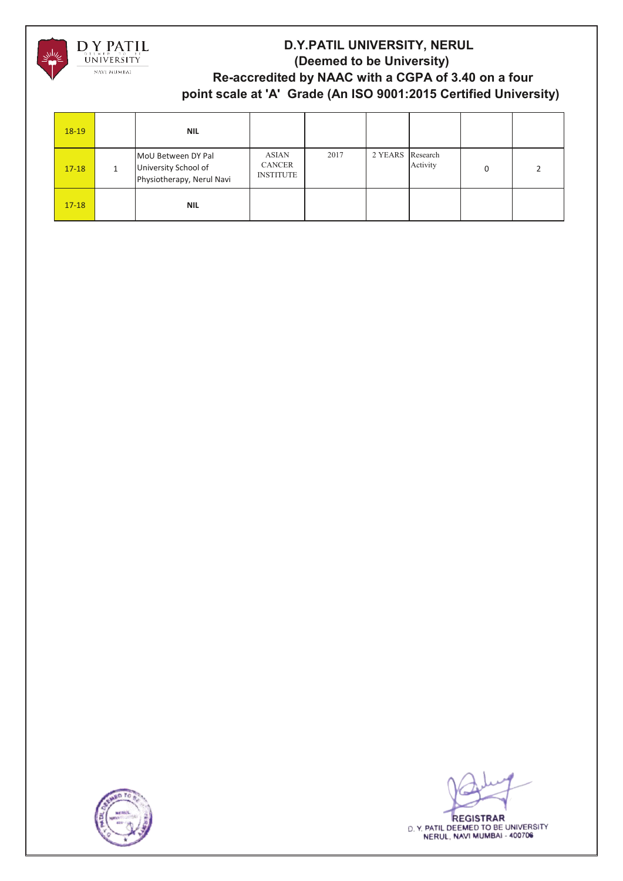# D.Y.PATIL UNIVERSITY, NERUL
## (Deemed to be University)
## Re-accredited by NAAC with a CGPA of 3.40 on a four point scale at 'A' Grade (An ISO 9001:2015 Certified University)

| | | | | | | | | |
|---|---|---|---|---|---|---|---|---|
| 18-19 | | **NIL** | | | | | | |
| 17-18 | 1 | MoU Between DY Pal University School of Physiotherapy, Nerul Navi | ASIAN CANCER INSTITUTE | 2017 | 2 YEARS | Research Activity | 0 | 2 |
| 17-18 | | **NIL** | | | | | | |

REGISTRAR
D. Y. PATIL DEEMED TO BE UNIVERSITY
NERUL, NAVI MUMBAI - 400706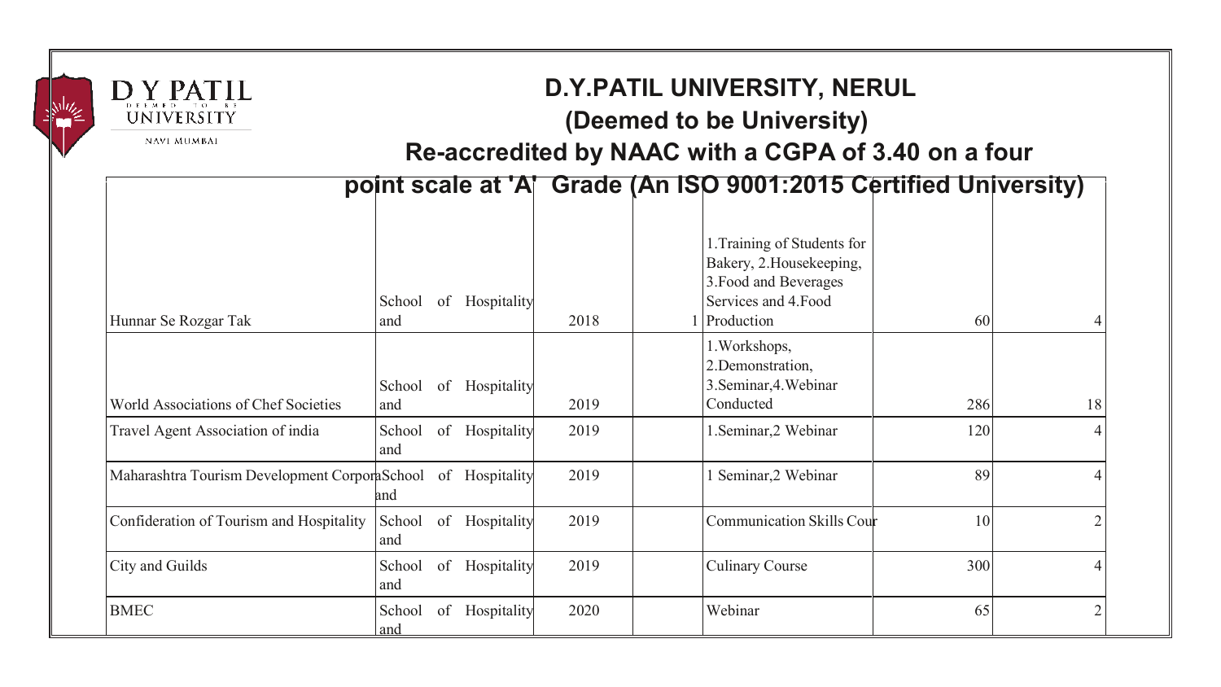# D.Y.PATIL UNIVERSITY, NERUL

## (Deemed to be University)

## Re-accredited by NAAC with a CGPA of 3.40 on a four point scale at 'A' Grade (An ISO 9001:2015 Certified University)

| | | | | | | |
|---|---|---|---|---|---|---|
| Hunnar Se Rozgar Tak | School of Hospitality and | 2018 | 1 | 1.Training of Students for Bakery, 2.Housekeeping, 3.Food and Beverages Services and 4.Food Production | 60 | 4 |
| World Associations of Chef Societies | School of Hospitality and | 2019 | | 1.Workshops, 2.Demonstration, 3.Seminar,4.Webinar Conducted | 286 | 18 |
| Travel Agent Association of india | School of Hospitality and | 2019 | | 1.Seminar,2 Webinar | 120 | 4 |
| Maharashtra Tourism Development Corpora | School of Hospitality and | 2019 | | 1 Seminar,2 Webinar | 89 | 4 |
| Confideration of Tourism and Hospitality | School of Hospitality and | 2019 | | Communication Skills Cour | 10 | 2 |
| City and Guilds | School of Hospitality and | 2019 | | Culinary Course | 300 | 4 |
| BMEC | School of Hospitality and | 2020 | | Webinar | 65 | 2 |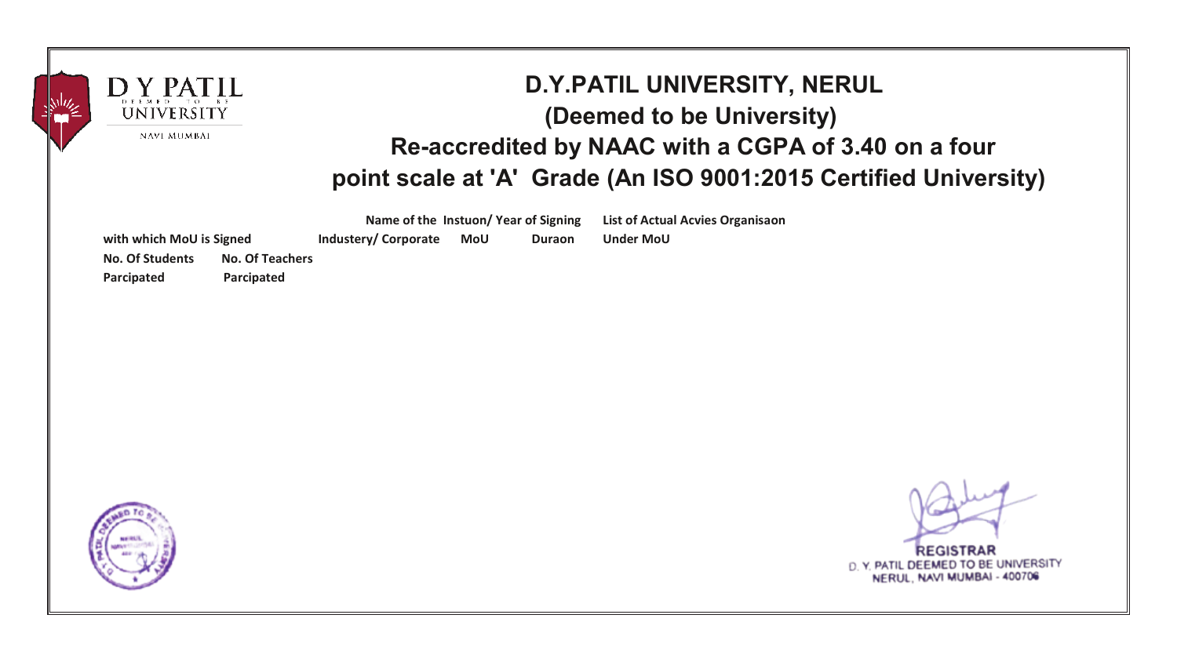# D.Y.PATIL UNIVERSITY, NERUL

## (Deemed to be University)

## Re-accredited by NAAC with a CGPA of 3.40 on a four point scale at 'A' Grade (An ISO 9001:2015 Certified University)

| Name of the Instuon/ Industery/ Corporate with which MoU is Signed | Year of Signing MoU | Duraon | List of Actual Acvies Under MoU | Organisaon | No. Of Students Parcipated | No. Of Teachers Parcipated |
|---|---|---|---|---|---|---|

**REGISTRAR**
D. Y. PATIL DEEMED TO BE UNIVERSITY
NERUL, NAVI MUMBAI - 400706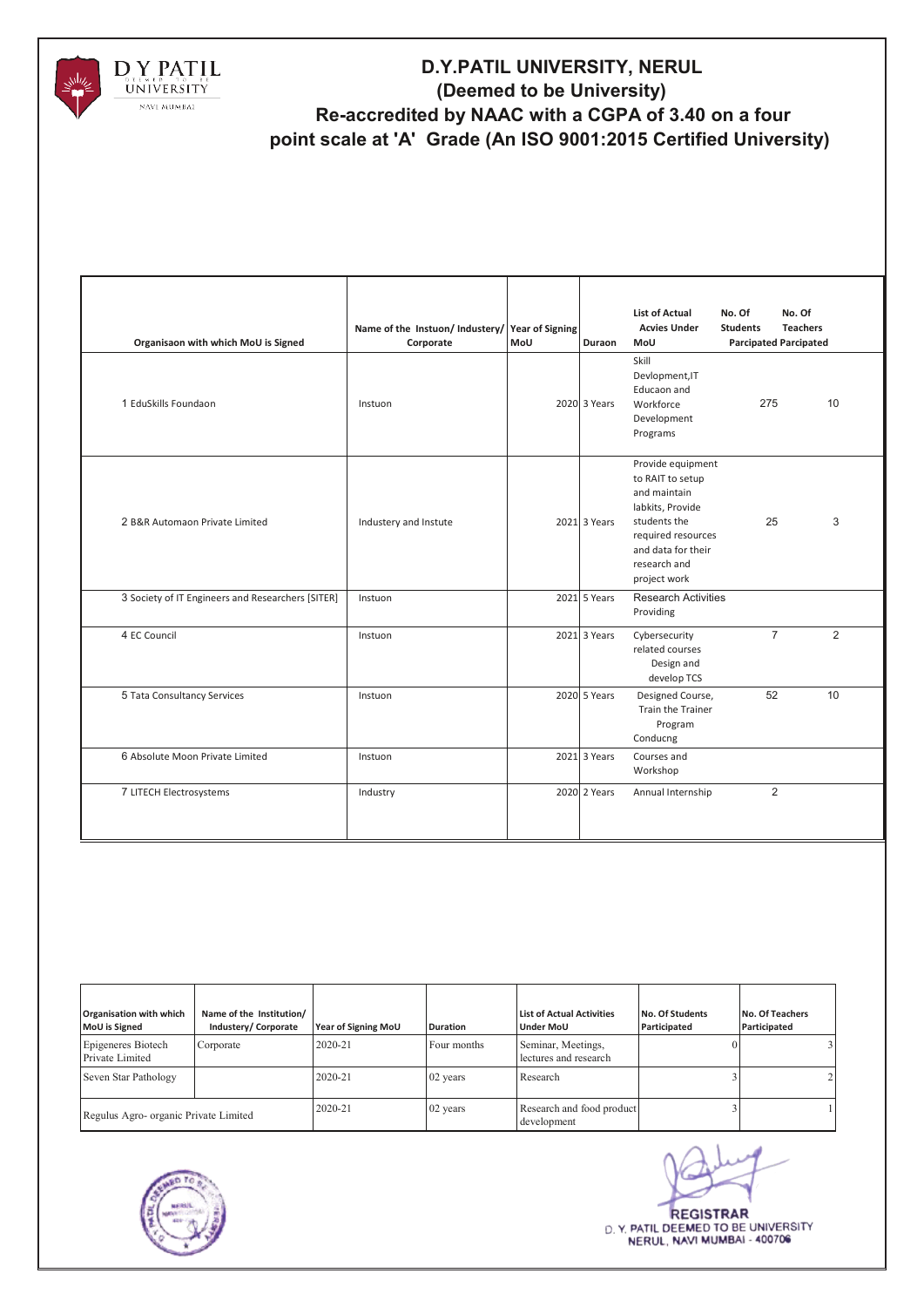# D.Y.PATIL UNIVERSITY, NERUL
## (Deemed to be University)
## Re-accredited by NAAC with a CGPA of 3.40 on a four point scale at 'A' Grade (An ISO 9001:2015 Certified University)

| Organisaon with which MoU is Signed | Name of the Instuon/ Industery/ Corporate | Year of Signing MoU | Duraon | List of Actual Acvies Under MoU | No. Of Students Parcipated | No. Of Teachers Parcipated |
|---|---|---|---|---|---|---|
| 1 EduSkills Foundaon | Instuon | 2020 | 3 Years | Skill Devlopment,IT Educaon and Workforce Development Programs | 275 | 10 |
| 2 B&R Automaon Private Limited | Industery and Instute | 2021 | 3 Years | Provide equipment to RAIT to setup and maintain labkits, Provide students the required resources and data for their research and project work | 25 | 3 |
| 3 Society of IT Engineers and Researchers [SITER] | Instuon | 2021 | 5 Years | Research Activities Providing | | |
| 4 EC Council | Instuon | 2021 | 3 Years | Cybersecurity related courses Design and develop TCS | 7 | 2 |
| 5 Tata Consultancy Services | Instuon | 2020 | 5 Years | Designed Course, Train the Trainer Program Conducng | 52 | 10 |
| 6 Absolute Moon Private Limited | Instuon | 2021 | 3 Years | Courses and Workshop | | |
| 7 LITECH Electrosystems | Industry | 2020 | 2 Years | Annual Internship | 2 | |

| Organisation with which MoU is Signed | Name of the Institution/ Industery/ Corporate | Year of Signing MoU | Duration | List of Actual Activities Under MoU | No. Of Students Participated | No. Of Teachers Participated |
|---|---|---|---|---|---|---|
| Epigeneres Biotech Private Limited | Corporate | 2020-21 | Four months | Seminar, Meetings, lectures and research | 0 | 3 |
| Seven Star Pathology | | 2020-21 | 02 years | Research | 3 | 2 |
| Regulus Agro- organic Private Limited | | 2020-21 | 02 years | Research and food product development | 3 | 1 |

REGISTRAR
D. Y. PATIL DEEMED TO BE UNIVERSITY
NERUL, NAVI MUMBAI - 400706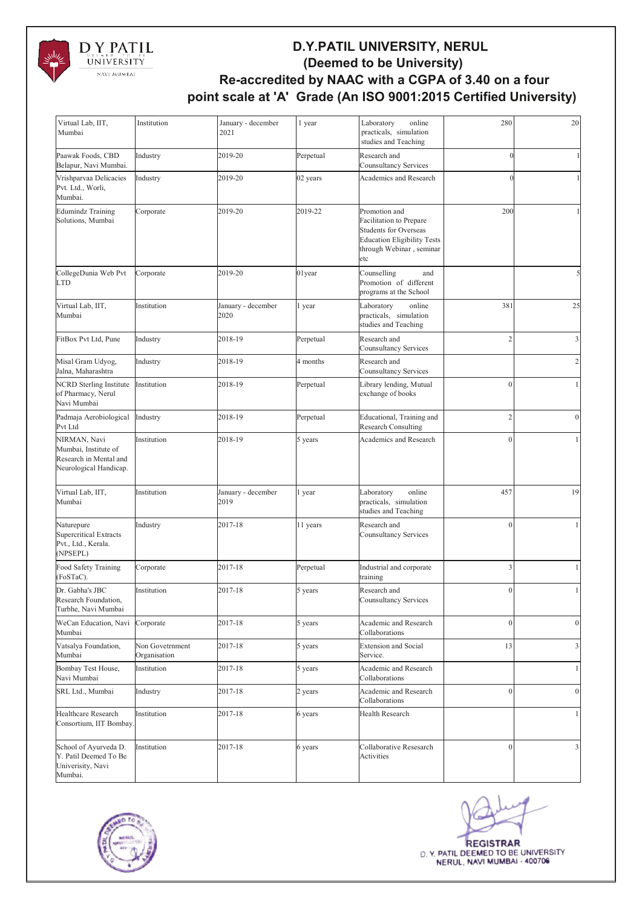# D.Y.PATIL UNIVERSITY, NERUL
## (Deemed to be University)
## Re-accredited by NAAC with a CGPA of 3.40 on a four point scale at 'A' Grade (An ISO 9001:2015 Certified University)

| | | | | | | |
|---|---|---|---|---|---|---|
| Virtual Lab, IIT, Mumbai | Institution | January - december 2021 | 1 year | Laboratory online practicals, simulation studies and Teaching | 280 | 20 |
| Paawak Foods, CBD Belapur, Navi Mumbai. | Industry | 2019-20 | Perpetual | Research and Counsultancy Services | 0 | 1 |
| Vrishparvaa Delicacies Pvt. Ltd., Worli, Mumbai. | Industry | 2019-20 | 02 years | Academics and Research | 0 | 1 |
| Edumindz Training Solutions, Mumbai | Corporate | 2019-20 | 2019-22 | Promotion and Facilitation to Prepare Students for Overseas Education Eligibility Tests through Webinar , seminar etc | 200 | 1 |
| CollegeDunia Web Pvt LTD | Corporate | 2019-20 | 01year | Counselling and Promotion of different programs at the School | | 5 |
| Virtual Lab, IIT, Mumbai | Institution | January - december 2020 | 1 year | Laboratory online practicals, simulation studies and Teaching | 381 | 25 |
| FitBox Pvt Ltd, Pune | Industry | 2018-19 | Perpetual | Research and Counsultancy Services | 2 | 3 |
| Misal Gram Udyog, Jalna, Maharashtra | Industry | 2018-19 | 4 months | Research and Counsultancy Services | | 2 |
| NCRD Sterling Institute of Pharmacy, Nerul Navi Mumbai | Institution | 2018-19 | Perpetual | Library lending, Mutual exchange of books | 0 | 1 |
| Padmaja Aerobiological Pvt Ltd | Industry | 2018-19 | Perpetual | Educational, Training and Research Consulting | 2 | 0 |
| NIRMAN, Navi Mumbai, Institute of Research in Mental and Neurological Handicap. | Institution | 2018-19 | 5 years | Academics and Research | 0 | 1 |
| Virtual Lab, IIT, Mumbai | Institution | January - december 2019 | 1 year | Laboratory online practicals, simulation studies and Teaching | 457 | 19 |
| Naturepure Supercritical Extracts Pvt., Ltd., Kerala. (NPSEPL) | Industry | 2017-18 | 11 years | Research and Counsultancy Services | 0 | 1 |
| Food Safety Training (FoSTaC). | Corporate | 2017-18 | Perpetual | Industrial and corporate training | 3 | 1 |
| Dr. Gabha's JBC Research Foundation, Turbhe, Navi Mumbai | Institution | 2017-18 | 5 years | Research and Counsultancy Services | 0 | 1 |
| WeCan Education, Navi Mumbai | Corporate | 2017-18 | 5 years | Academic and Research Collaborations | 0 | 0 |
| Vatsalya Foundation, Mumbai | Non Govetrnment Organisation | 2017-18 | 5 years | Extension and Social Service. | 13 | 3 |
| Bombay Test House, Navi Mumbai | Institution | 2017-18 | 5 years | Academic and Research Collaborations | | 1 |
| SRL Ltd., Mumbai | Industry | 2017-18 | 2 years | Academic and Research Collaborations | 0 | 0 |
| Healthcare Research Consortium, IIT Bombay. | Institution | 2017-18 | 6 years | Health Research | | 1 |
| School of Ayurveda D. Y. Patil Deemed To Be Univerisity, Navi Mumbai. | Institution | 2017-18 | 6 years | Collaborative Resesarch Activities | 0 | 3 |

REGISTRAR
D. Y. PATIL DEEMED TO BE UNIVERSITY
NERUL, NAVI MUMBAI - 400706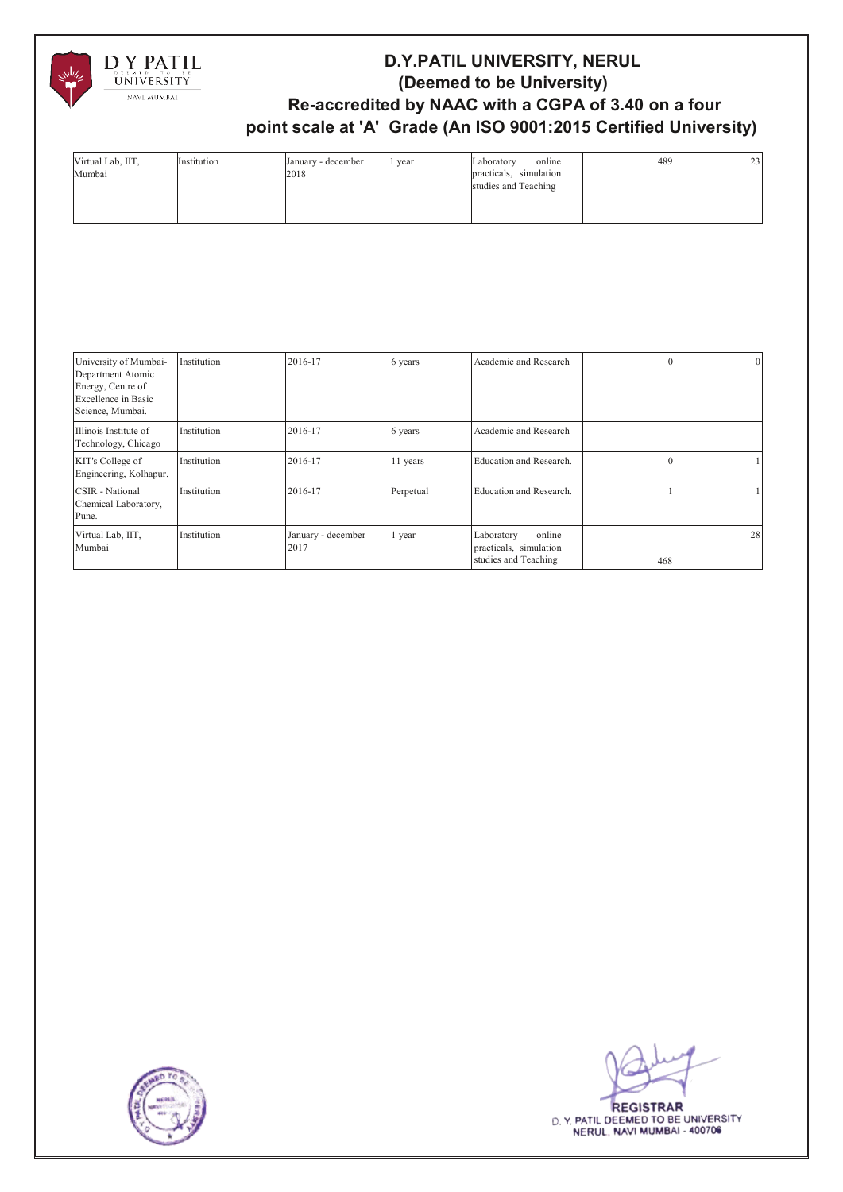| Virtual Lab, IIT, Mumbai | Institution | January - december 2018 | 1 year | Laboratory online practicals, simulation studies and Teaching | 489 | 23 |
|---|---|---|---|---|---|---|
| | | | | | | |

| University of Mumbai- Department Atomic Energy, Centre of Excellence in Basic Science, Mumbai. | Institution | 2016-17 | 6 years | Academic and Research | 0 | 0 |
|---|---|---|---|---|---|---|
| Illinois Institute of Technology, Chicago | Institution | 2016-17 | 6 years | Academic and Research | | |
| KIT's College of Engineering, Kolhapur. | Institution | 2016-17 | 11 years | Education and Research. | 0 | 1 |
| CSIR - National Chemical Laboratory, Pune. | Institution | 2016-17 | Perpetual | Education and Research. | 1 | 1 |
| Virtual Lab, IIT, Mumbai | Institution | January - december 2017 | 1 year | Laboratory online practicals, simulation studies and Teaching | 468 | 28 |

REGISTRAR
D. Y. PATIL DEEMED TO BE UNIVERSITY
NERUL, NAVI MUMBAI - 400706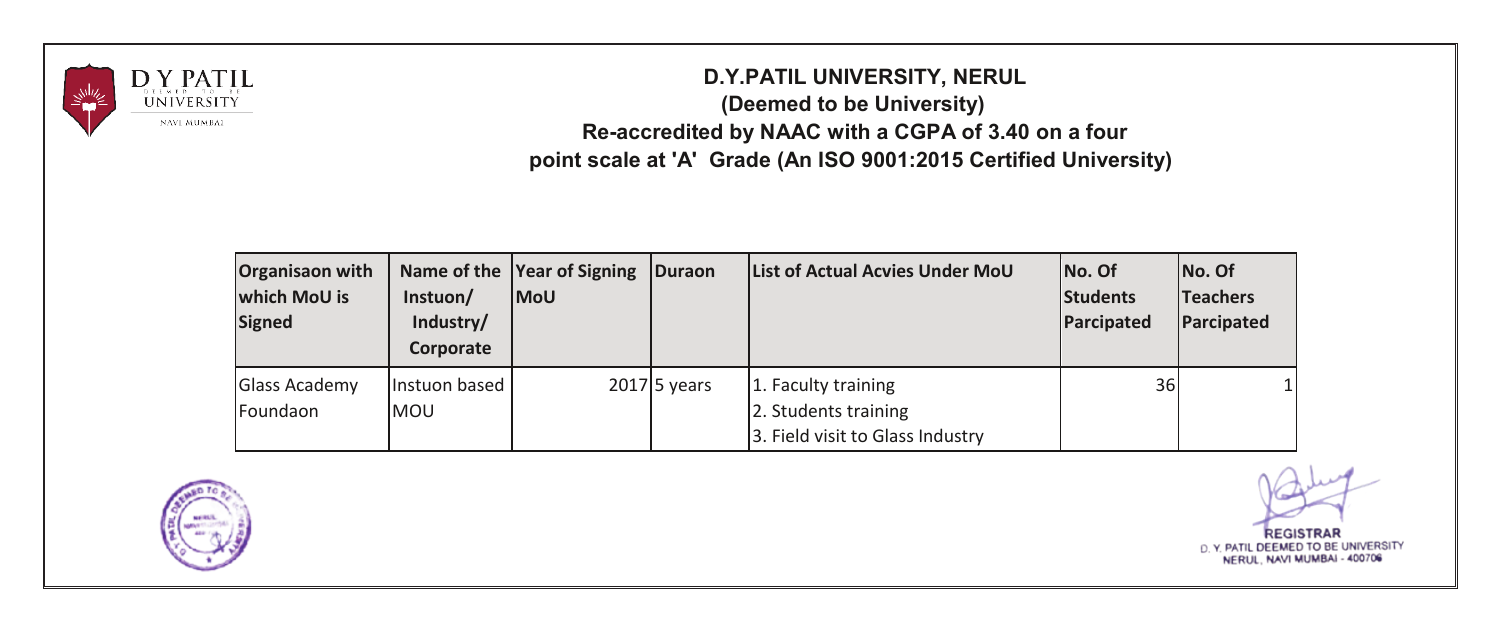**D.Y.PATIL UNIVERSITY, NERUL**
**(Deemed to be University)**
**Re-accredited by NAAC with a CGPA of 3.40 on a four point scale at 'A' Grade (An ISO 9001:2015 Certified University)**

| Organisaon with which MoU is Signed | Name of the Instuon/ Industry/ Corporate | Year of Signing MoU | Duraon | List of Actual Acvies Under MoU | No. Of Students Parcipated | No. Of Teachers Parcipated |
|---|---|---|---|---|---|---|
| Glass Academy Foundaon | Instuon based MOU | 2017 | 5 years | 1. Faculty training<br>2. Students training<br>3. Field visit to Glass Industry | 36 | 1 |

REGISTRAR
D. Y. PATIL DEEMED TO BE UNIVERSITY
NERUL, NAVI MUMBAI - 400706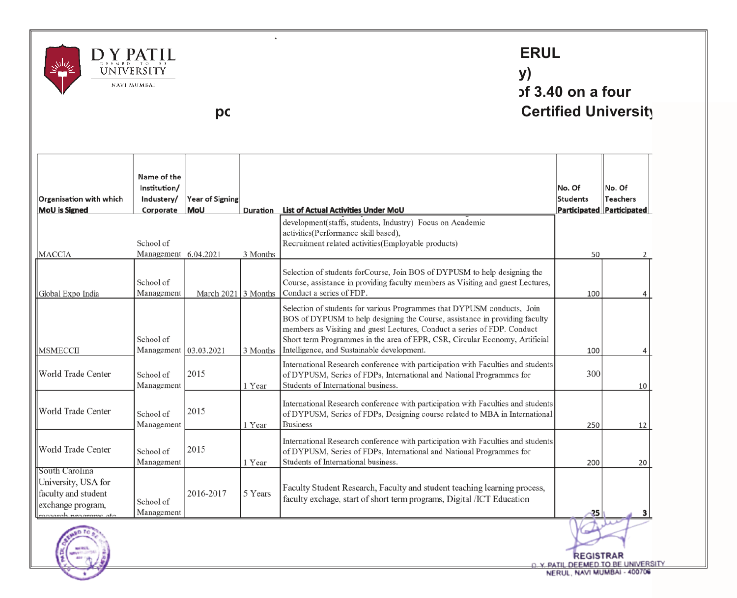D Y PATIL DEEMED TO BE UNIVERSITY

NAVI MUMBAI

ERUL

y)

of 3.40 on a four

pc

Certified University

| Organisation with which MoU is Signed | Name of the Institution/ Industery/ Corporate | Year of Signing MoU | Duration | List of Actual Activities Under MoU | No. Of Students Participated | No. Of Teachers Participated |
|---|---|---|---|---|---|---|
| MACCIA | School of Management | 6.04.2021 | 3 Months | development(staffs, students, Industry) Focus on Academic activities(Performance skill based), Recruitment related activities(Employable products) | 50 | 2 |
| Global Expo India | School of Management | March 2021 | 3 Months | Selection of students forCourse, Join BOS of DYPUSM to help designing the Course, assistance in providing faculty members as Visiting and guest Lectures, Conduct a series of FDP. | 100 | 4 |
| MSMECCII | School of Management | 03.03.2021 | 3 Months | Selection of students for various Programmes that DYPUSM conducts, Join BOS of DYPUSM to help designing the Course, assistance in providing faculty members as Visiting and guest Lectures, Conduct a series of FDP. Conduct Short term Programmes in the area of EPR, CSR, Circular Economy, Artificial Intelligence, and Sustainable development. | 100 | 4 |
| World Trade Center | School of Management | 2015 | 1 Year | International Research conference with participation with Faculties and students of DYPUSM, Series of FDPs, International and National Programmes for Students of International business. | 300 | 10 |
| World Trade Center | School of Management | 2015 | 1 Year | International Research conference with participation with Faculties and students of DYPUSM, Series of FDPs, Designing course related to MBA in International Business | 250 | 12 |
| World Trade Center | School of Management | 2015 | 1 Year | International Research conference with participation with Faculties and students of DYPUSM, Series of FDPs, International and National Programmes for Students of International business. | 200 | 20 |
| South Carolina University, USA for faculty and student exchange program, research programs etc | School of Management | 2016-2017 | 5 Years | Faculty Student Research, Faculty and student teaching learning process, faculty exchage, start of short term programs, Digital /ICT Education | 25 | 3 |

REGISTRAR
D. Y. PATIL DEEMED TO BE UNIVERSITY
NERUL, NAVI MUMBAI - 400706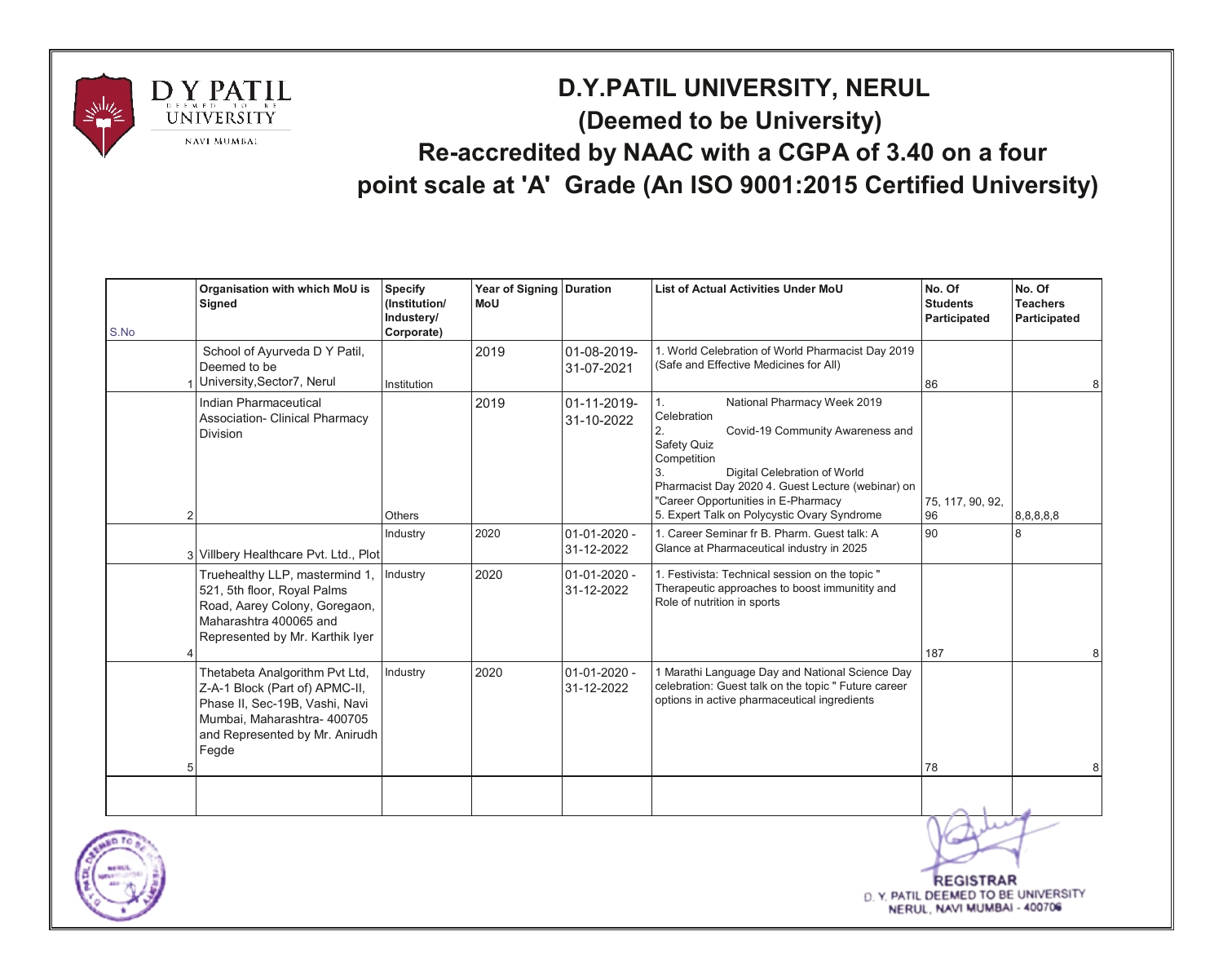# D.Y.PATIL UNIVERSITY, NERUL

## (Deemed to be University)

## Re-accredited by NAAC with a CGPA of 3.40 on a four point scale at 'A' Grade (An ISO 9001:2015 Certified University)

| S.No | Organisation with which MoU is Signed | Specify (Institution/ Industery/ Corporate) | Year of Signing MoU | Duration | List of Actual Activities Under MoU | No. Of Students Participated | No. Of Teachers Participated |
|---|---|---|---|---|---|---|---|
| 1 | School of Ayurveda D Y Patil, Deemed to be University,Sector7, Nerul | Institution | 2019 | 01-08-2019- 31-07-2021 | 1. World Celebration of World Pharmacist Day 2019 (Safe and Effective Medicines for All) | 86 | 8 |
| 2 | Indian Pharmaceutical Association- Clinical Pharmacy Division | Others | 2019 | 01-11-2019- 31-10-2022 | 1. National Pharmacy Week 2019 Celebration 2. Covid-19 Community Awareness and Safety Quiz Competition 3. Digital Celebration of World Pharmacist Day 2020 4. Guest Lecture (webinar) on "Career Opportunities in E-Pharmacy 5. Expert Talk on Polycystic Ovary Syndrome | 75, 117, 90, 92, 96 | 8,8,8,8,8 |
| 3 | Villbery Healthcare Pvt. Ltd., Plot | Industry | 2020 | 01-01-2020 - 31-12-2022 | 1. Career Seminar fr B. Pharm. Guest talk: A Glance at Pharmaceutical industry in 2025 | 90 | 8 |
| 4 | Truehealthy LLP, mastermind 1, 521, 5th floor, Royal Palms Road, Aarey Colony, Goregaon, Maharashtra 400065 and Represented by Mr. Karthik Iyer | Industry | 2020 | 01-01-2020 - 31-12-2022 | 1. Festivista: Technical session on the topic " Therapeutic approaches to boost immunitity and Role of nutrition in sports | 187 | 8 |
| 5 | Thetabeta Analgorithm Pvt Ltd, Z-A-1 Block (Part of) APMC-II, Phase II, Sec-19B, Vashi, Navi Mumbai, Maharashtra- 400705 and Represented by Mr. Anirudh Fegde | Industry | 2020 | 01-01-2020 - 31-12-2022 | 1 Marathi Language Day and National Science Day celebration: Guest talk on the topic " Future career options in active pharmaceutical ingredients | 78 | 8 |
| | | | | | | | |

REGISTRAR
D. Y. PATIL DEEMED TO BE UNIVERSITY
NERUL, NAVI MUMBAI - 400706